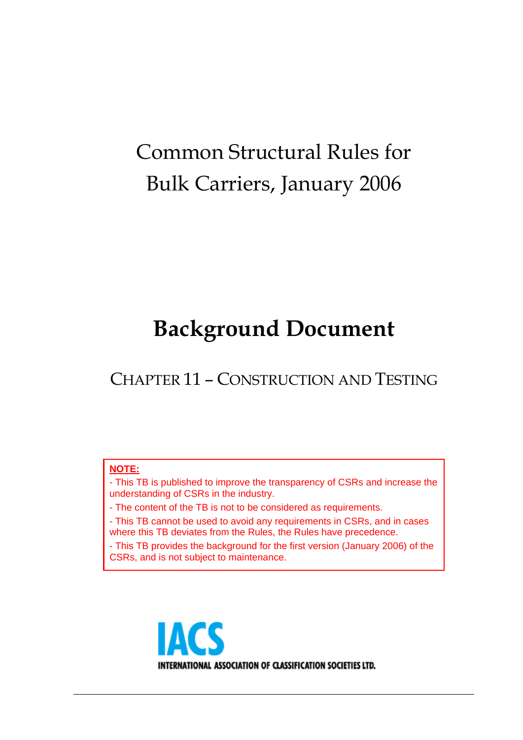# Common Structural Rules for Bulk Carriers, January 2006

# Background Document

## CHAPTER 11 – CONSTRUCTION AND TESTING

**NOTE:**

- This TB is published to improve the transparency of CSRs and increase the understanding of CSRs in the industry.
- The content of the TB is not to be considered as requirements.
- This TB cannot be used to avoid any requirements in CSRs, and in cases where this TB deviates from the Rules, the Rules have precedence.
- This TB provides the background for the first version (January 2006) of the CSRs, and is not subject to maintenance.

IACS

INTERNATIONAL ASSOCIATION OF CLASSIFICATION SOCIETIES LTD.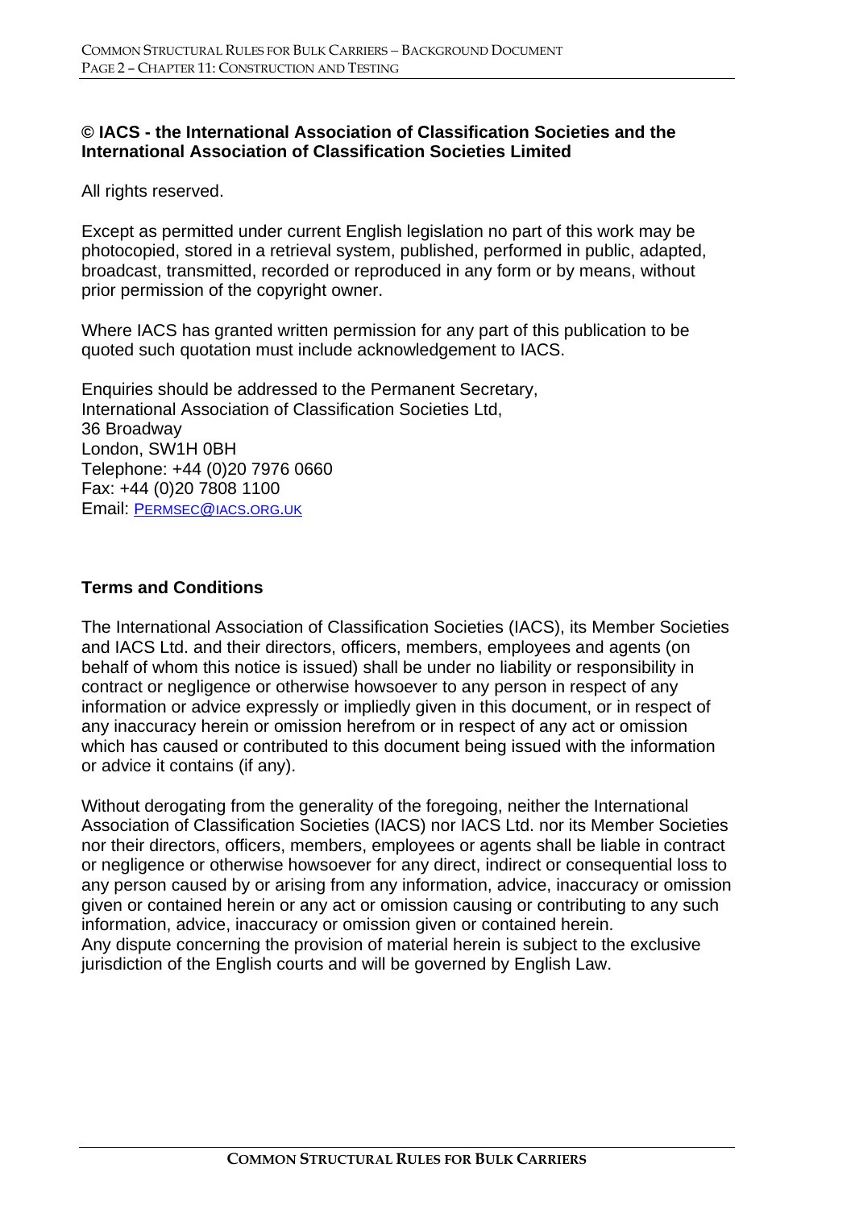**© IACS - the International Association of Classification Societies and the International Association of Classification Societies Limited**

All rights reserved.

Except as permitted under current English legislation no part of this work may be photocopied, stored in a retrieval system, published, performed in public, adapted, broadcast, transmitted, recorded or reproduced in any form or by means, without prior permission of the copyright owner.

Where IACS has granted written permission for any part of this publication to be quoted such quotation must include acknowledgement to IACS.

Enquiries should be addressed to the Permanent Secretary,
International Association of Classification Societies Ltd,
36 Broadway
London, SW1H 0BH
Telephone: +44 (0)20 7976 0660
Fax: +44 (0)20 7808 1100
Email: PERMSEC@IACS.ORG.UK

**Terms and Conditions**

The International Association of Classification Societies (IACS), its Member Societies and IACS Ltd. and their directors, officers, members, employees and agents (on behalf of whom this notice is issued) shall be under no liability or responsibility in contract or negligence or otherwise howsoever to any person in respect of any information or advice expressly or impliedly given in this document, or in respect of any inaccuracy herein or omission herefrom or in respect of any act or omission which has caused or contributed to this document being issued with the information or advice it contains (if any).

Without derogating from the generality of the foregoing, neither the International Association of Classification Societies (IACS) nor IACS Ltd. nor its Member Societies nor their directors, officers, members, employees or agents shall be liable in contract or negligence or otherwise howsoever for any direct, indirect or consequential loss to any person caused by or arising from any information, advice, inaccuracy or omission given or contained herein or any act or omission causing or contributing to any such information, advice, inaccuracy or omission given or contained herein.
Any dispute concerning the provision of material herein is subject to the exclusive jurisdiction of the English courts and will be governed by English Law.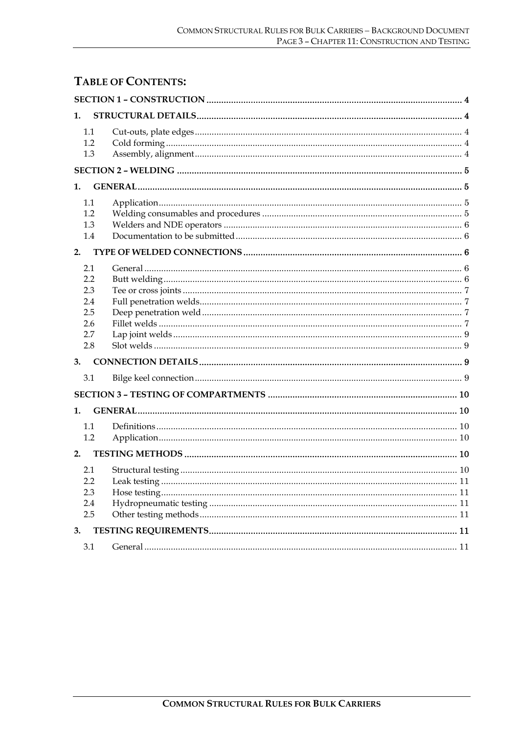## Table of Contents:

**SECTION 1 – CONSTRUCTION** ..... 4

**1. STRUCTURAL DETAILS** ..... 4

- 1.1 Cut-outs, plate edges ..... 4
- 1.2 Cold forming ..... 4
- 1.3 Assembly, alignment ..... 4

**SECTION 2 – WELDING** ..... 5

**1. GENERAL** ..... 5

- 1.1 Application ..... 5
- 1.2 Welding consumables and procedures ..... 5
- 1.3 Welders and NDE operators ..... 6
- 1.4 Documentation to be submitted ..... 6

**2. TYPE OF WELDED CONNECTIONS** ..... 6

- 2.1 General ..... 6
- 2.2 Butt welding ..... 6
- 2.3 Tee or cross joints ..... 7
- 2.4 Full penetration welds ..... 7
- 2.5 Deep penetration weld ..... 7
- 2.6 Fillet welds ..... 7
- 2.7 Lap joint welds ..... 9
- 2.8 Slot welds ..... 9

**3. CONNECTION DETAILS** ..... 9

- 3.1 Bilge keel connection ..... 9

**SECTION 3 – TESTING OF COMPARTMENTS** ..... 10

**1. GENERAL** ..... 10

- 1.1 Definitions ..... 10
- 1.2 Application ..... 10

**2. TESTING METHODS** ..... 10

- 2.1 Structural testing ..... 10
- 2.2 Leak testing ..... 11
- 2.3 Hose testing ..... 11
- 2.4 Hydropneumatic testing ..... 11
- 2.5 Other testing methods ..... 11

**3. TESTING REQUIREMENTS** ..... 11

- 3.1 General ..... 11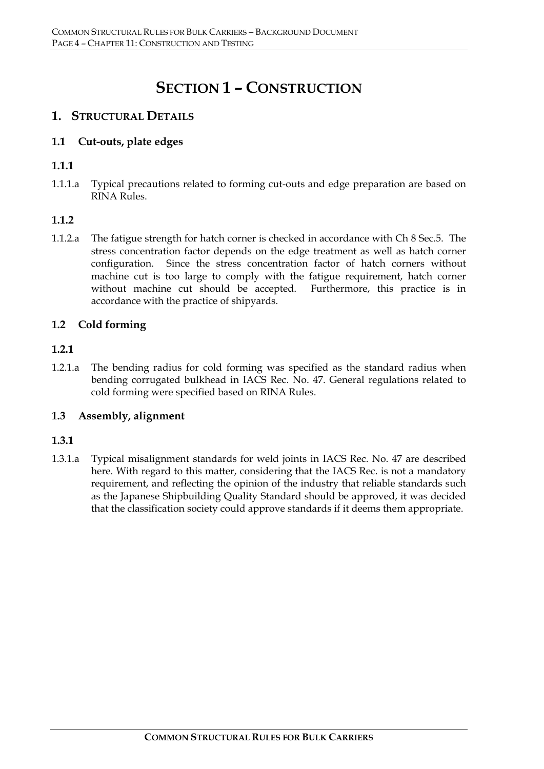# SECTION 1 – CONSTRUCTION

## 1. STRUCTURAL DETAILS

### 1.1 Cut-outs, plate edges

#### 1.1.1

1.1.1.a Typical precautions related to forming cut-outs and edge preparation are based on RINA Rules.

#### 1.1.2

1.1.2.a The fatigue strength for hatch corner is checked in accordance with Ch 8 Sec.5. The stress concentration factor depends on the edge treatment as well as hatch corner configuration. Since the stress concentration factor of hatch corners without machine cut is too large to comply with the fatigue requirement, hatch corner without machine cut should be accepted. Furthermore, this practice is in accordance with the practice of shipyards.

### 1.2 Cold forming

#### 1.2.1

1.2.1.a The bending radius for cold forming was specified as the standard radius when bending corrugated bulkhead in IACS Rec. No. 47. General regulations related to cold forming were specified based on RINA Rules.

### 1.3 Assembly, alignment

#### 1.3.1

1.3.1.a Typical misalignment standards for weld joints in IACS Rec. No. 47 are described here. With regard to this matter, considering that the IACS Rec. is not a mandatory requirement, and reflecting the opinion of the industry that reliable standards such as the Japanese Shipbuilding Quality Standard should be approved, it was decided that the classification society could approve standards if it deems them appropriate.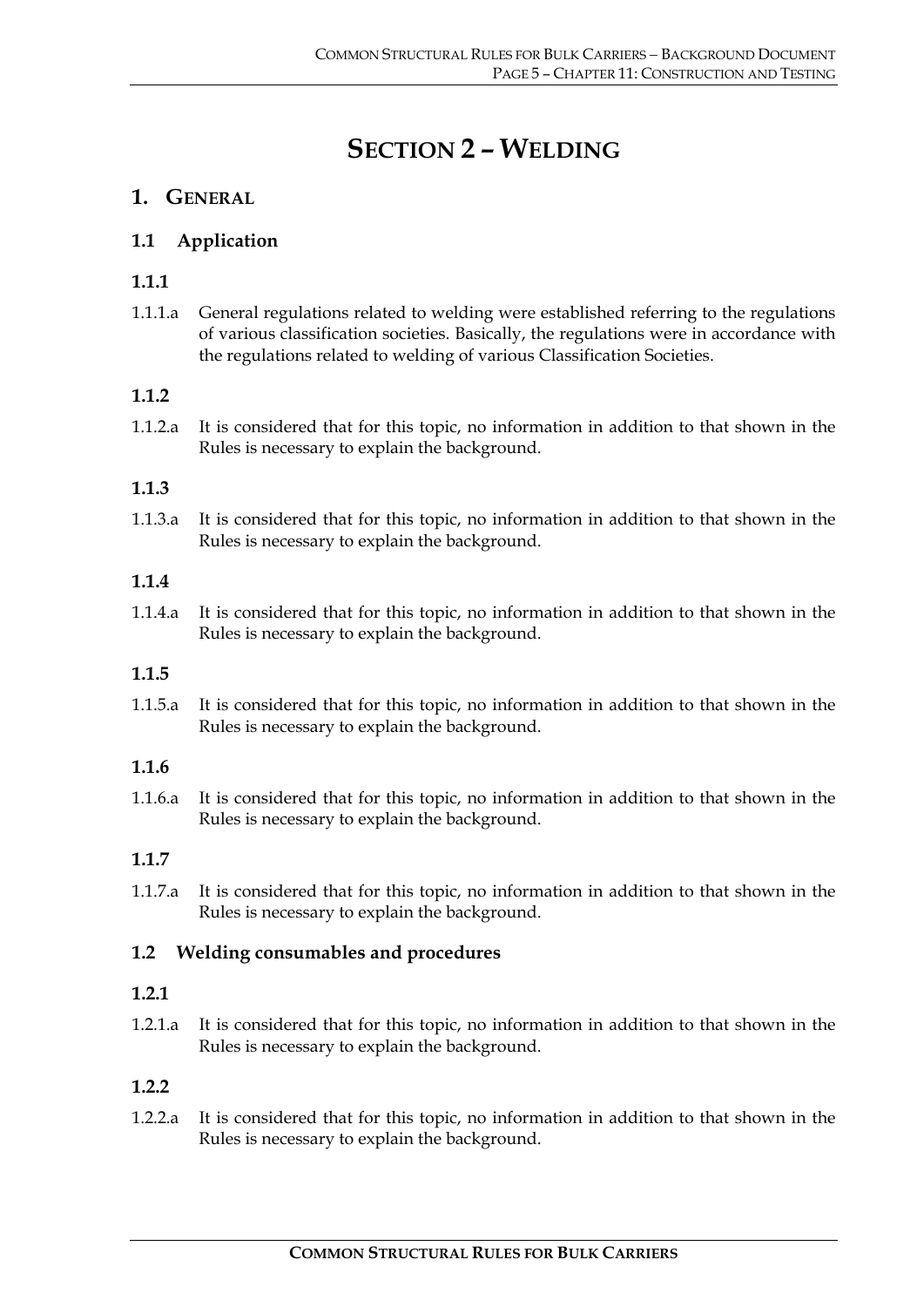# SECTION 2 – WELDING

## 1. GENERAL

### 1.1 Application

#### 1.1.1

1.1.1.a General regulations related to welding were established referring to the regulations of various classification societies. Basically, the regulations were in accordance with the regulations related to welding of various Classification Societies.

#### 1.1.2

1.1.2.a It is considered that for this topic, no information in addition to that shown in the Rules is necessary to explain the background.

#### 1.1.3

1.1.3.a It is considered that for this topic, no information in addition to that shown in the Rules is necessary to explain the background.

#### 1.1.4

1.1.4.a It is considered that for this topic, no information in addition to that shown in the Rules is necessary to explain the background.

#### 1.1.5

1.1.5.a It is considered that for this topic, no information in addition to that shown in the Rules is necessary to explain the background.

#### 1.1.6

1.1.6.a It is considered that for this topic, no information in addition to that shown in the Rules is necessary to explain the background.

#### 1.1.7

1.1.7.a It is considered that for this topic, no information in addition to that shown in the Rules is necessary to explain the background.

### 1.2 Welding consumables and procedures

#### 1.2.1

1.2.1.a It is considered that for this topic, no information in addition to that shown in the Rules is necessary to explain the background.

#### 1.2.2

1.2.2.a It is considered that for this topic, no information in addition to that shown in the Rules is necessary to explain the background.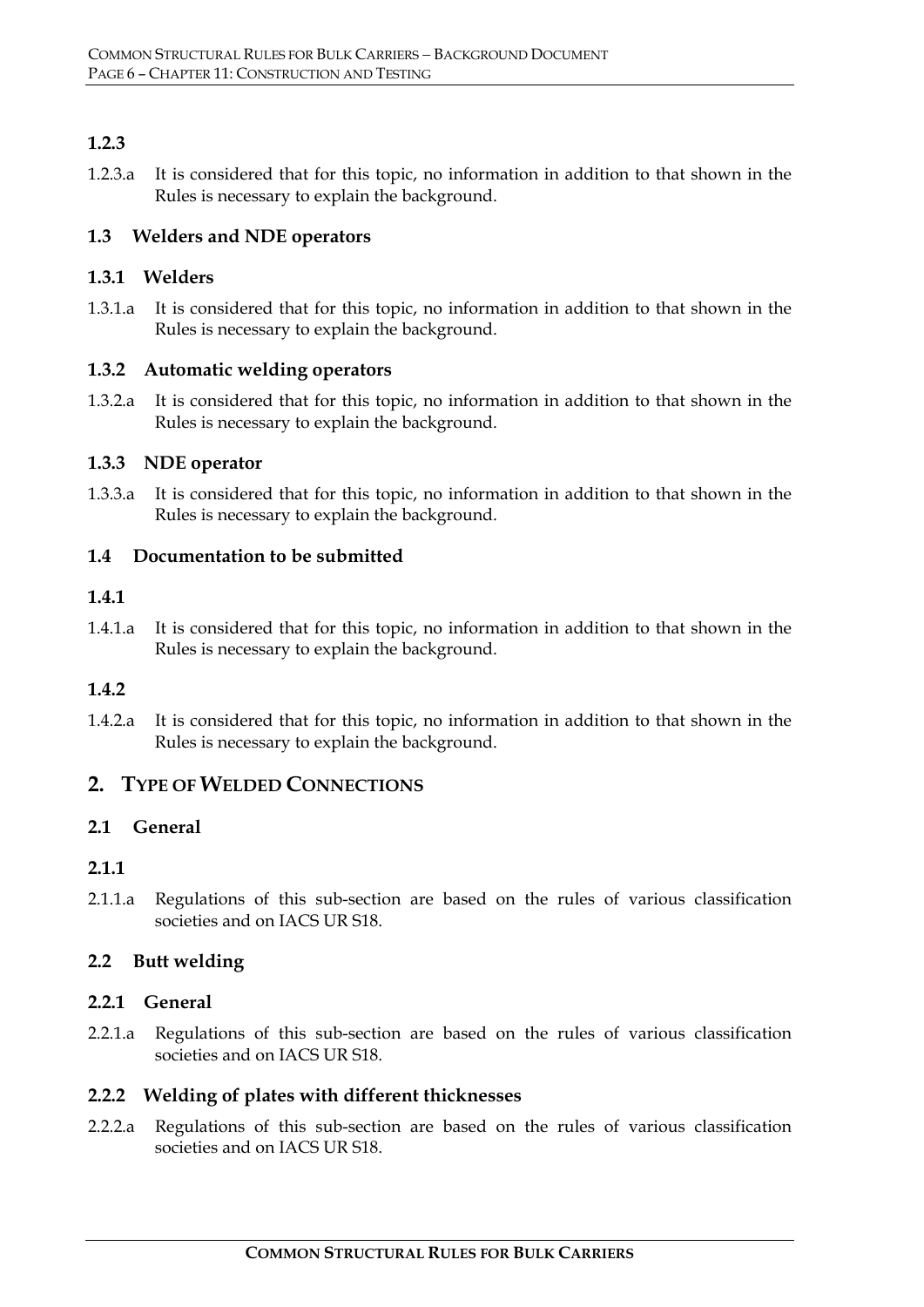### 1.2.3

1.2.3.a It is considered that for this topic, no information in addition to that shown in the Rules is necessary to explain the background.

### 1.3 Welders and NDE operators

### 1.3.1 Welders

1.3.1.a It is considered that for this topic, no information in addition to that shown in the Rules is necessary to explain the background.

### 1.3.2 Automatic welding operators

1.3.2.a It is considered that for this topic, no information in addition to that shown in the Rules is necessary to explain the background.

### 1.3.3 NDE operator

1.3.3.a It is considered that for this topic, no information in addition to that shown in the Rules is necessary to explain the background.

### 1.4 Documentation to be submitted

### 1.4.1

1.4.1.a It is considered that for this topic, no information in addition to that shown in the Rules is necessary to explain the background.

### 1.4.2

1.4.2.a It is considered that for this topic, no information in addition to that shown in the Rules is necessary to explain the background.

## 2. TYPE OF WELDED CONNECTIONS

### 2.1 General

### 2.1.1

2.1.1.a Regulations of this sub-section are based on the rules of various classification societies and on IACS UR S18.

### 2.2 Butt welding

### 2.2.1 General

2.2.1.a Regulations of this sub-section are based on the rules of various classification societies and on IACS UR S18.

### 2.2.2 Welding of plates with different thicknesses

2.2.2.a Regulations of this sub-section are based on the rules of various classification societies and on IACS UR S18.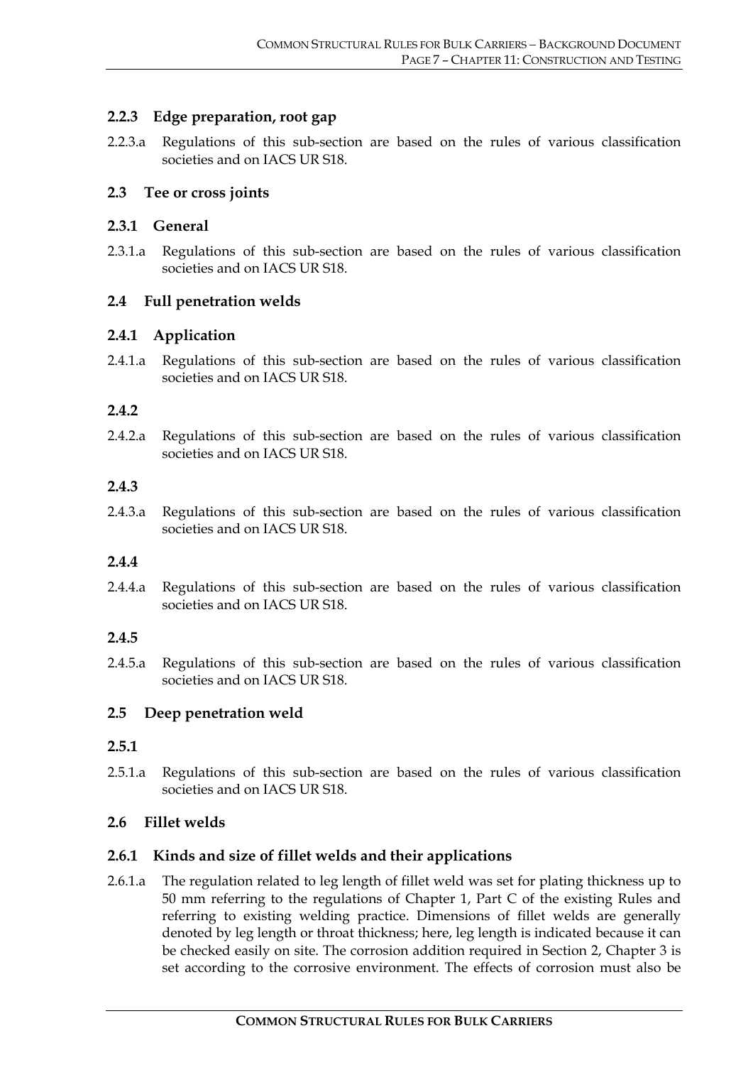### 2.2.3 Edge preparation, root gap

2.2.3.a Regulations of this sub-section are based on the rules of various classification societies and on IACS UR S18.

## 2.3 Tee or cross joints

### 2.3.1 General

2.3.1.a Regulations of this sub-section are based on the rules of various classification societies and on IACS UR S18.

## 2.4 Full penetration welds

### 2.4.1 Application

2.4.1.a Regulations of this sub-section are based on the rules of various classification societies and on IACS UR S18.

### 2.4.2

2.4.2.a Regulations of this sub-section are based on the rules of various classification societies and on IACS UR S18.

### 2.4.3

2.4.3.a Regulations of this sub-section are based on the rules of various classification societies and on IACS UR S18.

### 2.4.4

2.4.4.a Regulations of this sub-section are based on the rules of various classification societies and on IACS UR S18.

### 2.4.5

2.4.5.a Regulations of this sub-section are based on the rules of various classification societies and on IACS UR S18.

## 2.5 Deep penetration weld

### 2.5.1

2.5.1.a Regulations of this sub-section are based on the rules of various classification societies and on IACS UR S18.

## 2.6 Fillet welds

### 2.6.1 Kinds and size of fillet welds and their applications

2.6.1.a The regulation related to leg length of fillet weld was set for plating thickness up to 50 mm referring to the regulations of Chapter 1, Part C of the existing Rules and referring to existing welding practice. Dimensions of fillet welds are generally denoted by leg length or throat thickness; here, leg length is indicated because it can be checked easily on site. The corrosion addition required in Section 2, Chapter 3 is set according to the corrosive environment. The effects of corrosion must also be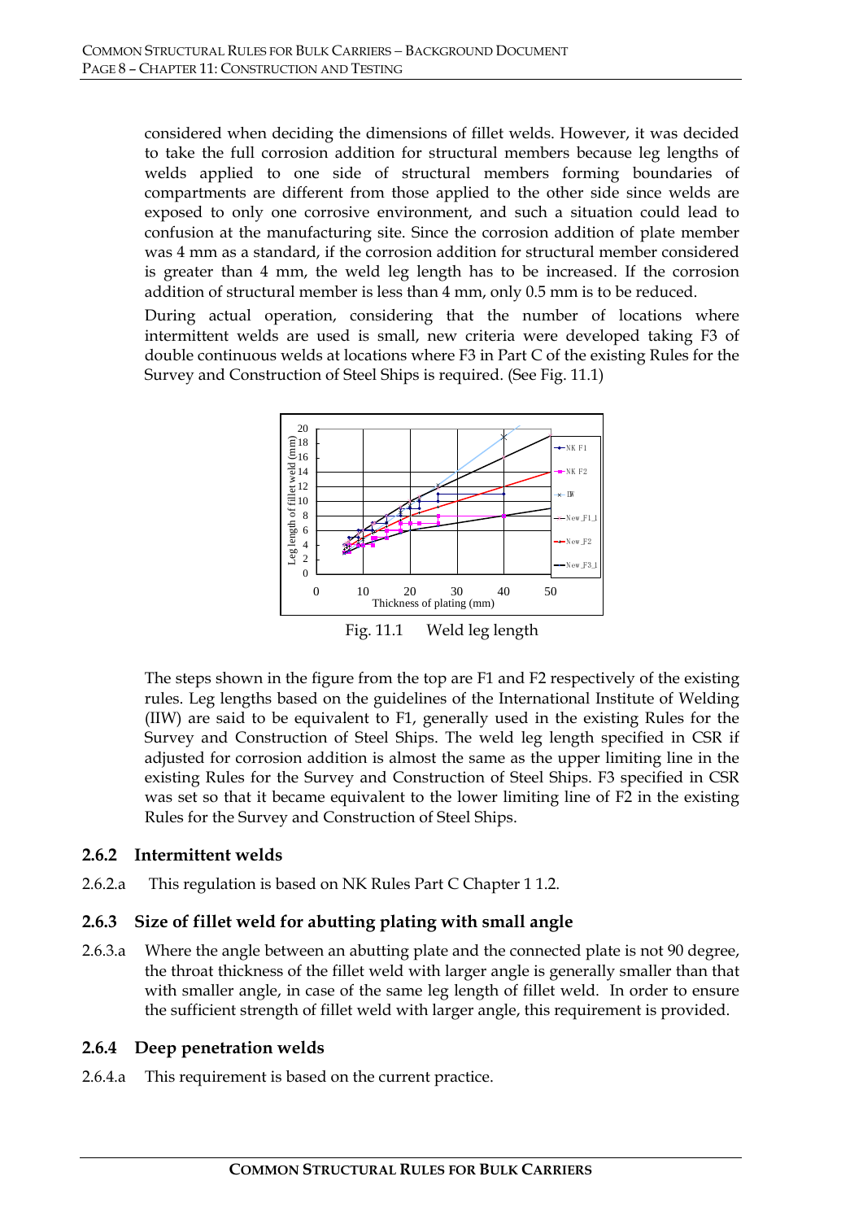considered when deciding the dimensions of fillet welds. However, it was decided to take the full corrosion addition for structural members because leg lengths of welds applied to one side of structural members forming boundaries of compartments are different from those applied to the other side since welds are exposed to only one corrosive environment, and such a situation could lead to confusion at the manufacturing site. Since the corrosion addition of plate member was 4 mm as a standard, if the corrosion addition for structural member considered is greater than 4 mm, the weld leg length has to be increased. If the corrosion addition of structural member is less than 4 mm, only 0.5 mm is to be reduced.

During actual operation, considering that the number of locations where intermittent welds are used is small, new criteria were developed taking F3 of double continuous welds at locations where F3 in Part C of the existing Rules for the Survey and Construction of Steel Ships is required. (See Fig. 11.1)

Fig. 11.1 Weld leg length

The steps shown in the figure from the top are F1 and F2 respectively of the existing rules. Leg lengths based on the guidelines of the International Institute of Welding (IIW) are said to be equivalent to F1, generally used in the existing Rules for the Survey and Construction of Steel Ships. The weld leg length specified in CSR if adjusted for corrosion addition is almost the same as the upper limiting line in the existing Rules for the Survey and Construction of Steel Ships. F3 specified in CSR was set so that it became equivalent to the lower limiting line of F2 in the existing Rules for the Survey and Construction of Steel Ships.

### 2.6.2 Intermittent welds

2.6.2.a This regulation is based on NK Rules Part C Chapter 1 1.2.

### 2.6.3 Size of fillet weld for abutting plating with small angle

2.6.3.a Where the angle between an abutting plate and the connected plate is not 90 degree, the throat thickness of the fillet weld with larger angle is generally smaller than that with smaller angle, in case of the same leg length of fillet weld. In order to ensure the sufficient strength of fillet weld with larger angle, this requirement is provided.

### 2.6.4 Deep penetration welds

2.6.4.a This requirement is based on the current practice.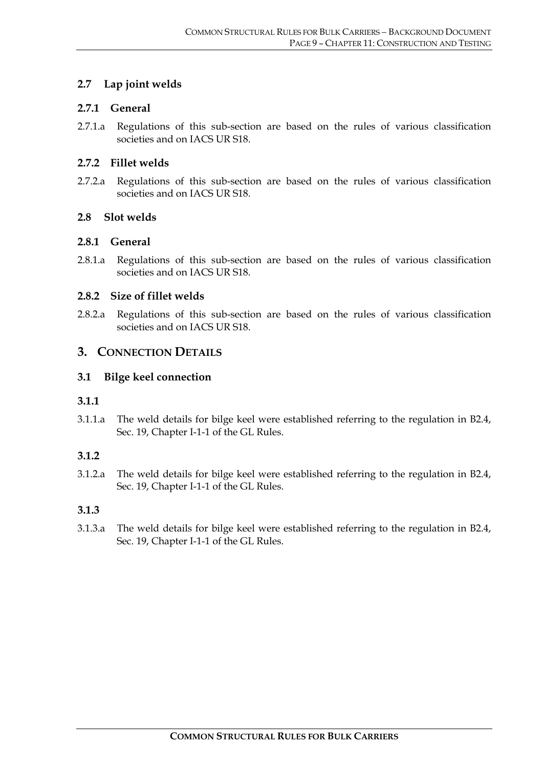### 2.7 Lap joint welds

#### 2.7.1 General

2.7.1.a Regulations of this sub-section are based on the rules of various classification societies and on IACS UR S18.

#### 2.7.2 Fillet welds

2.7.2.a Regulations of this sub-section are based on the rules of various classification societies and on IACS UR S18.

### 2.8 Slot welds

#### 2.8.1 General

2.8.1.a Regulations of this sub-section are based on the rules of various classification societies and on IACS UR S18.

#### 2.8.2 Size of fillet welds

2.8.2.a Regulations of this sub-section are based on the rules of various classification societies and on IACS UR S18.

## 3. CONNECTION DETAILS

### 3.1 Bilge keel connection

#### 3.1.1

3.1.1.a The weld details for bilge keel were established referring to the regulation in B2.4, Sec. 19, Chapter I-1-1 of the GL Rules.

#### 3.1.2

3.1.2.a The weld details for bilge keel were established referring to the regulation in B2.4, Sec. 19, Chapter I-1-1 of the GL Rules.

#### 3.1.3

3.1.3.a The weld details for bilge keel were established referring to the regulation in B2.4, Sec. 19, Chapter I-1-1 of the GL Rules.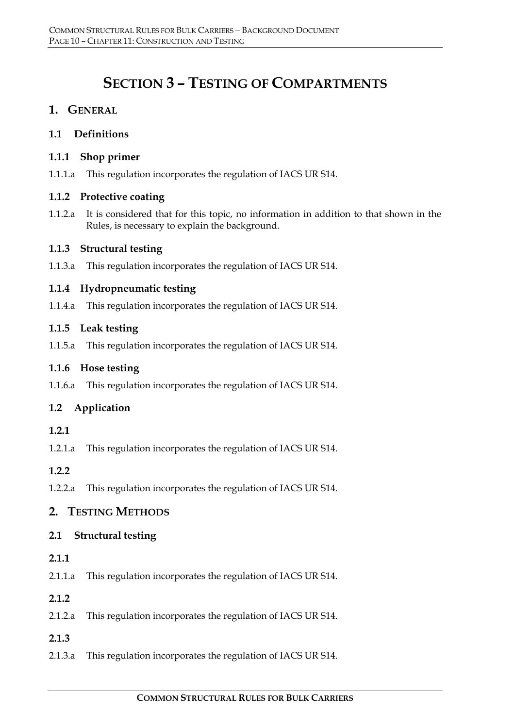# Section 3 – Testing of Compartments

## 1. General

### 1.1 Definitions

#### 1.1.1 Shop primer

1.1.1.a This regulation incorporates the regulation of IACS UR S14.

#### 1.1.2 Protective coating

1.1.2.a It is considered that for this topic, no information in addition to that shown in the Rules, is necessary to explain the background.

#### 1.1.3 Structural testing

1.1.3.a This regulation incorporates the regulation of IACS UR S14.

#### 1.1.4 Hydropneumatic testing

1.1.4.a This regulation incorporates the regulation of IACS UR S14.

#### 1.1.5 Leak testing

1.1.5.a This regulation incorporates the regulation of IACS UR S14.

#### 1.1.6 Hose testing

1.1.6.a This regulation incorporates the regulation of IACS UR S14.

### 1.2 Application

#### 1.2.1

1.2.1.a This regulation incorporates the regulation of IACS UR S14.

#### 1.2.2

1.2.2.a This regulation incorporates the regulation of IACS UR S14.

## 2. Testing Methods

### 2.1 Structural testing

#### 2.1.1

2.1.1.a This regulation incorporates the regulation of IACS UR S14.

#### 2.1.2

2.1.2.a This regulation incorporates the regulation of IACS UR S14.

#### 2.1.3

2.1.3.a This regulation incorporates the regulation of IACS UR S14.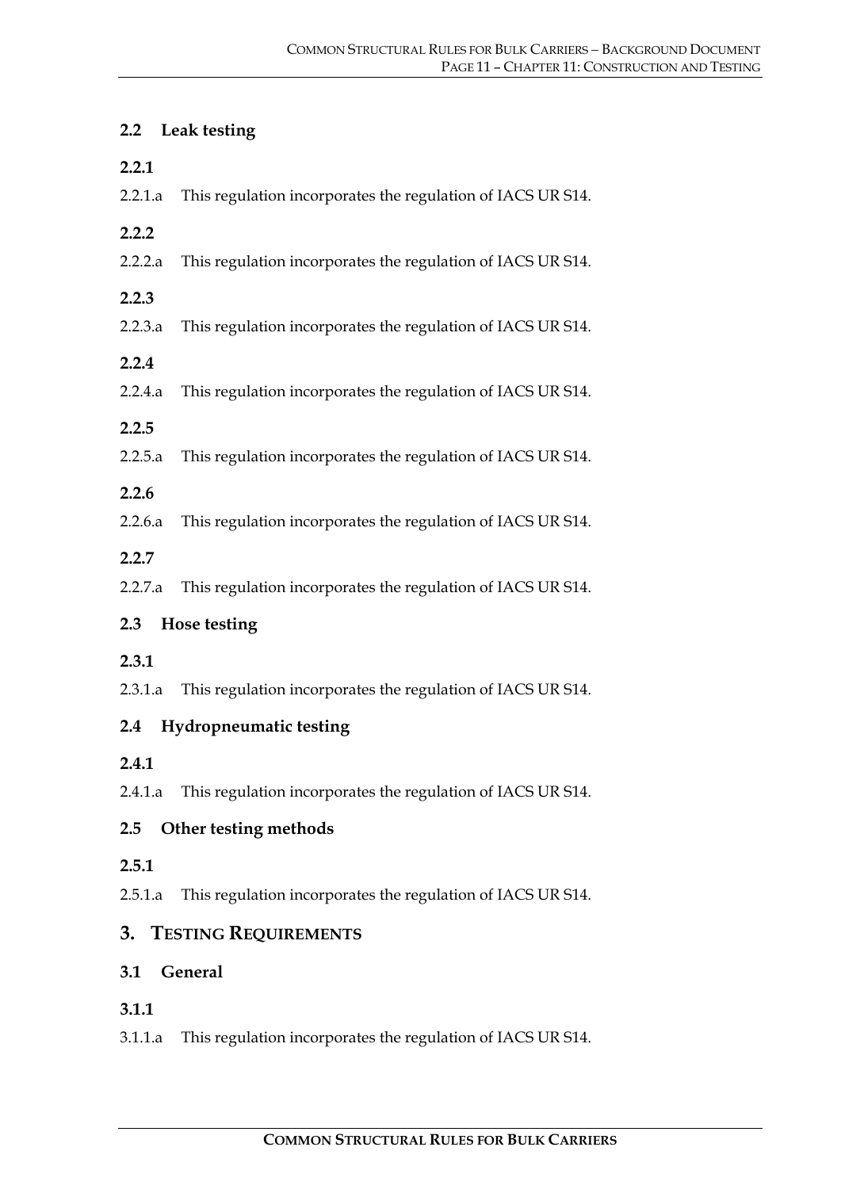## 2.2 Leak testing

### 2.2.1

2.2.1.a This regulation incorporates the regulation of IACS UR S14.

### 2.2.2

2.2.2.a This regulation incorporates the regulation of IACS UR S14.

### 2.2.3

2.2.3.a This regulation incorporates the regulation of IACS UR S14.

### 2.2.4

2.2.4.a This regulation incorporates the regulation of IACS UR S14.

### 2.2.5

2.2.5.a This regulation incorporates the regulation of IACS UR S14.

### 2.2.6

2.2.6.a This regulation incorporates the regulation of IACS UR S14.

### 2.2.7

2.2.7.a This regulation incorporates the regulation of IACS UR S14.

## 2.3 Hose testing

### 2.3.1

2.3.1.a This regulation incorporates the regulation of IACS UR S14.

## 2.4 Hydropneumatic testing

### 2.4.1

2.4.1.a This regulation incorporates the regulation of IACS UR S14.

## 2.5 Other testing methods

### 2.5.1

2.5.1.a This regulation incorporates the regulation of IACS UR S14.

# 3. Testing Requirements

## 3.1 General

### 3.1.1

3.1.1.a This regulation incorporates the regulation of IACS UR S14.